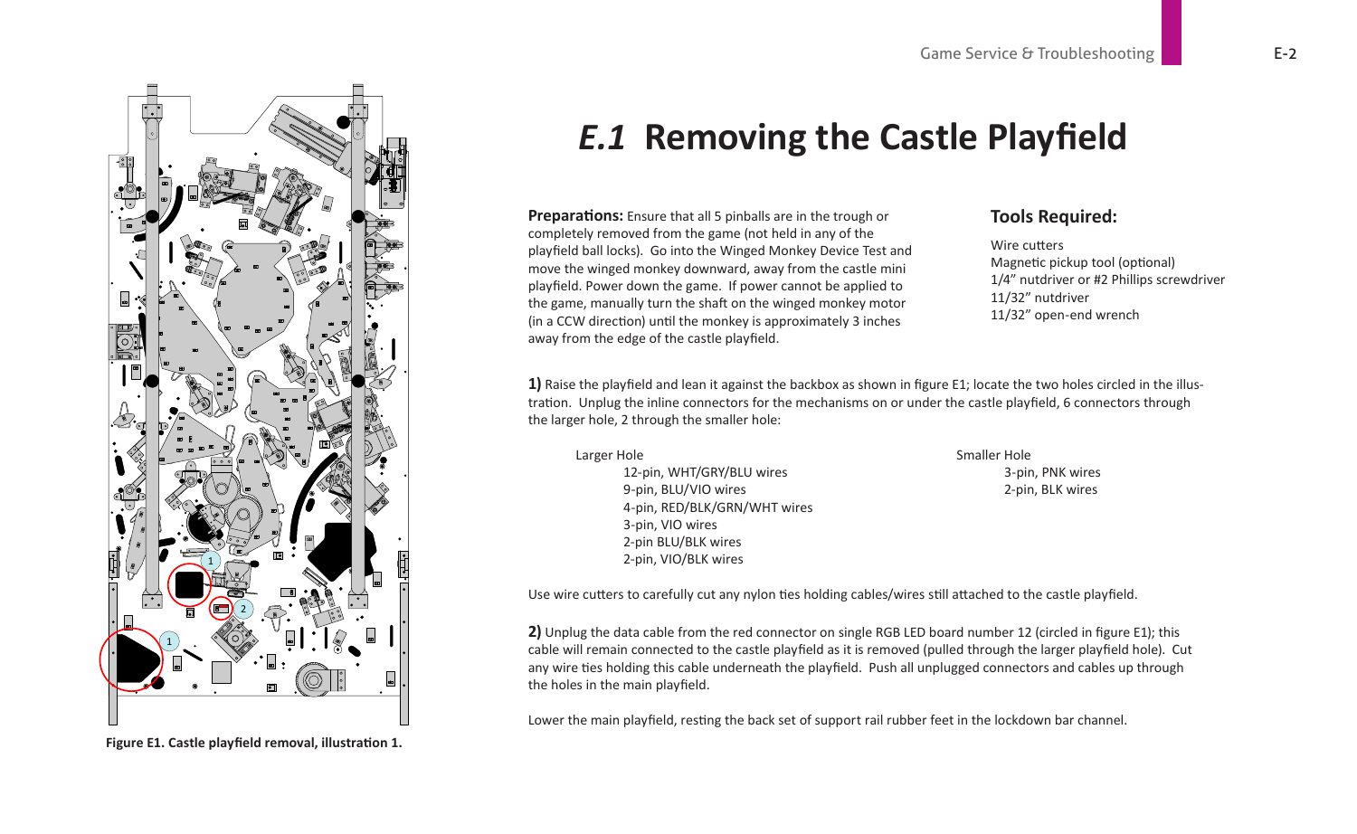# *E.1* Removing the Castle Playfield

**Preparations:** Ensure that all 5 pinballs are in the trough or completely removed from the game (not held in any of the playfield ball locks). Go into the Winged Monkey Device Test and move the winged monkey downward, away from the castle mini playfield. Power down the game. If power cannot be applied to the game, manually turn the shaft on the winged monkey motor (in a CCW direction) until the monkey is approximately 3 inches away from the edge of the castle playfield.

## Tools Required:

Wire cutters
Magnetic pickup tool (optional)
1/4" nutdriver or #2 Phillips screwdriver
11/32" nutdriver
11/32" open-end wrench

**1)** Raise the playfield and lean it against the backbox as shown in figure E1; locate the two holes circled in the illustration. Unplug the inline connectors for the mechanisms on or under the castle playfield, 6 connectors through the larger hole, 2 through the smaller hole:

Larger Hole
- 12-pin, WHT/GRY/BLU wires
- 9-pin, BLU/VIO wires
- 4-pin, RED/BLK/GRN/WHT wires
- 3-pin, VIO wires
- 2-pin BLU/BLK wires
- 2-pin, VIO/BLK wires

Smaller Hole
- 3-pin, PNK wires
- 2-pin, BLK wires

Use wire cutters to carefully cut any nylon ties holding cables/wires still attached to the castle playfield.

**2)** Unplug the data cable from the red connector on single RGB LED board number 12 (circled in figure E1); this cable will remain connected to the castle playfield as it is removed (pulled through the larger playfield hole). Cut any wire ties holding this cable underneath the playfield. Push all unplugged connectors and cables up through the holes in the main playfield.

Lower the main playfield, resting the back set of support rail rubber feet in the lockdown bar channel.

1
2
1

**Figure E1. Castle playfield removal, illustration 1.**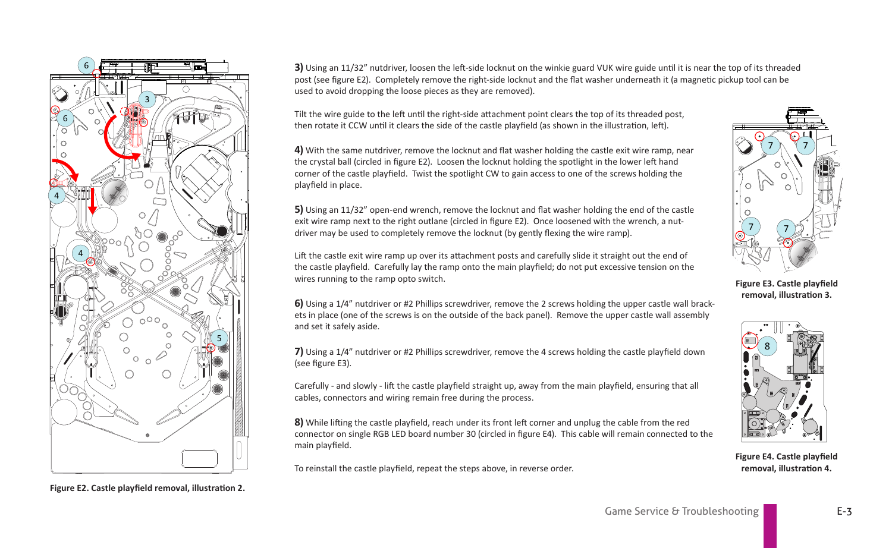**3)** Using an 11/32" nutdriver, loosen the left-side locknut on the winkie guard VUK wire guide until it is near the top of its threaded post (see figure E2). Completely remove the right-side locknut and the flat washer underneath it (a magnetic pickup tool can be used to avoid dropping the loose pieces as they are removed).

Tilt the wire guide to the left until the right-side attachment point clears the top of its threaded post, then rotate it CCW until it clears the side of the castle playfield (as shown in the illustration, left).

**4)** With the same nutdriver, remove the locknut and flat washer holding the castle exit wire ramp, near the crystal ball (circled in figure E2). Loosen the locknut holding the spotlight in the lower left hand corner of the castle playfield. Twist the spotlight CW to gain access to one of the screws holding the playfield in place.

**5)** Using an 11/32" open-end wrench, remove the locknut and flat washer holding the end of the castle exit wire ramp next to the right outlane (circled in figure E2). Once loosened with the wrench, a nut-driver may be used to completely remove the locknut (by gently flexing the wire ramp).

Lift the castle exit wire ramp up over its attachment posts and carefully slide it straight out the end of the castle playfield. Carefully lay the ramp onto the main playfield; do not put excessive tension on the wires running to the ramp opto switch.

**6)** Using a 1/4" nutdriver or #2 Phillips screwdriver, remove the 2 screws holding the upper castle wall brackets in place (one of the screws is on the outside of the back panel). Remove the upper castle wall assembly and set it safely aside.

**7)** Using a 1/4" nutdriver or #2 Phillips screwdriver, remove the 4 screws holding the castle playfield down (see figure E3).

Carefully - and slowly - lift the castle playfield straight up, away from the main playfield, ensuring that all cables, connectors and wiring remain free during the process.

**8)** While lifting the castle playfield, reach under its front left corner and unplug the cable from the red connector on single RGB LED board number 30 (circled in figure E4). This cable will remain connected to the main playfield.

To reinstall the castle playfield, repeat the steps above, in reverse order.

**Figure E2. Castle playfield removal, illustration 2.**

**Figure E3. Castle playfield removal, illustration 3.**

**Figure E4. Castle playfield removal, illustration 4.**